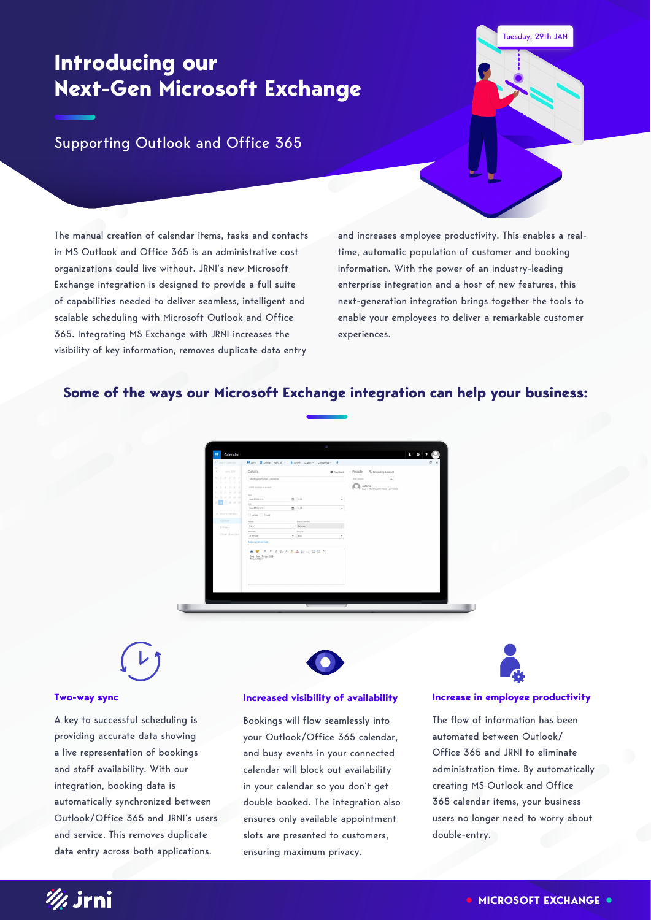# Introducing our Next-Gen Microsoft Exchange

## Supporting Outlook and Office 365

The manual creation of calendar items, tasks and contacts in MS Outlook and Office 365 is an administrative cost organizations could live without. JRNI's new Microsoft Exchange integration is designed to provide a full suite of capabilities needed to deliver seamless, intelligent and scalable scheduling with Microsoft Outlook and Office 365. Integrating MS Exchange with JRNI increases the visibility of key information, removes duplicate data entry and increases employee productivity. This enables a real-time, automatic population of customer and booking information. With the power of an industry-leading enterprise integration and a host of new features, this next-generation integration brings together the tools to enable your employees to deliver a remarkable customer experiences.

## Some of the ways our Microsoft Exchange integration can help your business:

### Two-way sync

A key to successful scheduling is providing accurate data showing a live representation of bookings and staff availability. With our integration, booking data is automatically synchronized between Outlook/Office 365 and JRNI's users and service. This removes duplicate data entry across both applications.

### Increased visibility of availability

Bookings will flow seamlessly into your Outlook/Office 365 calendar, and busy events in your connected calendar will block out availability in your calendar so you don't get double booked. The integration also ensures only available appointment slots are presented to customers, ensuring maximum privacy.

### Increase in employee productivity

The flow of information has been automated between Outlook/ Office 365 and JRNI to eliminate administration time. By automatically creating MS Outlook and Office 365 calendar items, your business users no longer need to worry about double-entry.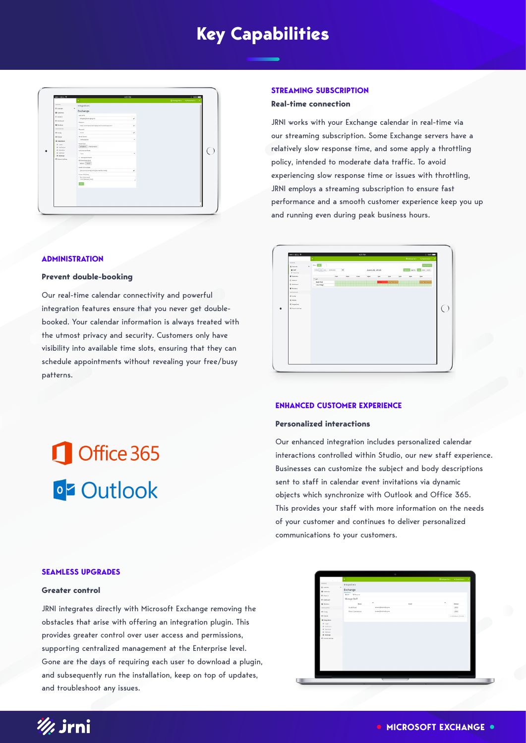# Key Capabilities

## STREAMING SUBSCRIPTION

### Real-time connection

JRNI works with your Exchange calendar in real-time via our streaming subscription. Some Exchange servers have a relatively slow response time, and some apply a throttling policy, intended to moderate data traffic. To avoid experiencing slow response time or issues with throttling, JRNI employs a streaming subscription to ensure fast performance and a smooth customer experience keep you up and running even during peak business hours.

## ADMINISTRATION

### Prevent double-booking

Our real-time calendar connectivity and powerful integration features ensure that you never get double-booked. Your calendar information is always treated with the utmost privacy and security. Customers only have visibility into available time slots, ensuring that they can schedule appointments without revealing your free/busy patterns.

Office 365

Outlook

## ENHANCED CUSTOMER EXPERIENCE

### Personalized interactions

Our enhanced integration includes personalized calendar interactions controlled within Studio, our new staff experience. Businesses can customize the subject and body descriptions sent to staff in calendar event invitations via dynamic objects which synchronize with Outlook and Office 365. This provides your staff with more information on the needs of your customer and continues to deliver personalized communications to your customers.

## SEAMLESS UPGRADES

### Greater control

JRNI integrates directly with Microsoft Exchange removing the obstacles that arise with offering an integration plugin. This provides greater control over user access and permissions, supporting centralized management at the Enterprise level. Gone are the days of requiring each user to download a plugin, and subsequently run the installation, keep on top of updates, and troubleshoot any issues.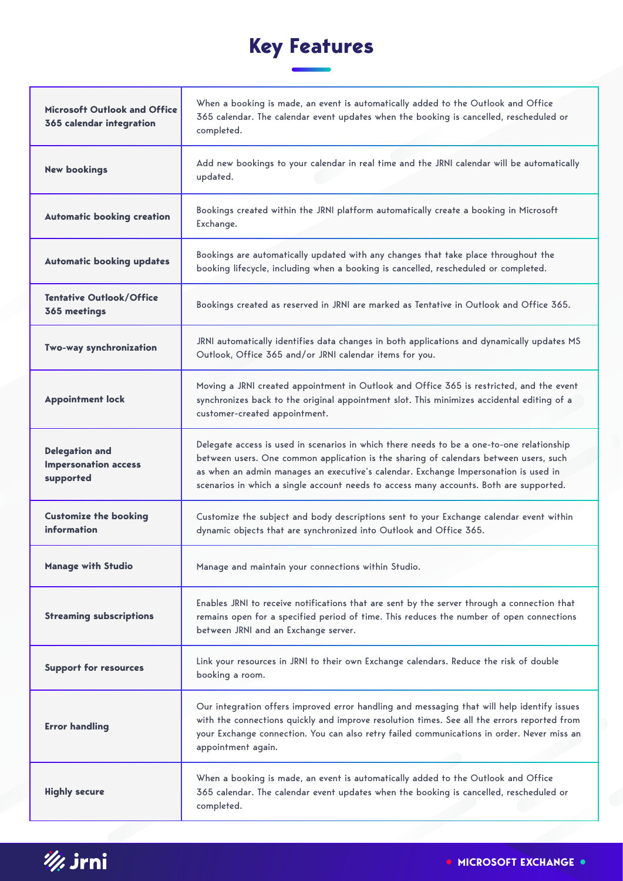# Key Features

| Feature | Description |
| --- | --- |
| **Microsoft Outlook and Office 365 calendar integration** | When a booking is made, an event is automatically added to the Outlook and Office 365 calendar. The calendar event updates when the booking is cancelled, rescheduled or completed. |
| **New bookings** | Add new bookings to your calendar in real time and the JRNI calendar will be automatically updated. |
| **Automatic booking creation** | Bookings created within the JRNI platform automatically create a booking in Microsoft Exchange. |
| **Automatic booking updates** | Bookings are automatically updated with any changes that take place throughout the booking lifecycle, including when a booking is cancelled, rescheduled or completed. |
| **Tentative Outlook/Office 365 meetings** | Bookings created as reserved in JRNI are marked as Tentative in Outlook and Office 365. |
| **Two-way synchronization** | JRNI automatically identifies data changes in both applications and dynamically updates MS Outlook, Office 365 and/or JRNI calendar items for you. |
| **Appointment lock** | Moving a JRNI created appointment in Outlook and Office 365 is restricted, and the event synchronizes back to the original appointment slot. This minimizes accidental editing of a customer-created appointment. |
| **Delegation and Impersonation access supported** | Delegate access is used in scenarios in which there needs to be a one-to-one relationship between users. One common application is the sharing of calendars between users, such as when an admin manages an executive's calendar. Exchange Impersonation is used in scenarios in which a single account needs to access many accounts. Both are supported. |
| **Customize the booking information** | Customize the subject and body descriptions sent to your Exchange calendar event within dynamic objects that are synchronized into Outlook and Office 365. |
| **Manage with Studio** | Manage and maintain your connections within Studio. |
| **Streaming subscriptions** | Enables JRNI to receive notifications that are sent by the server through a connection that remains open for a specified period of time. This reduces the number of open connections between JRNI and an Exchange server. |
| **Support for resources** | Link your resources in JRNI to their own Exchange calendars. Reduce the risk of double booking a room. |
| **Error handling** | Our integration offers improved error handling and messaging that will help identify issues with the connections quickly and improve resolution times. See all the errors reported from your Exchange connection. You can also retry failed communications in order. Never miss an appointment again. |
| **Highly secure** | When a booking is made, an event is automatically added to the Outlook and Office 365 calendar. The calendar event updates when the booking is cancelled, rescheduled or completed. |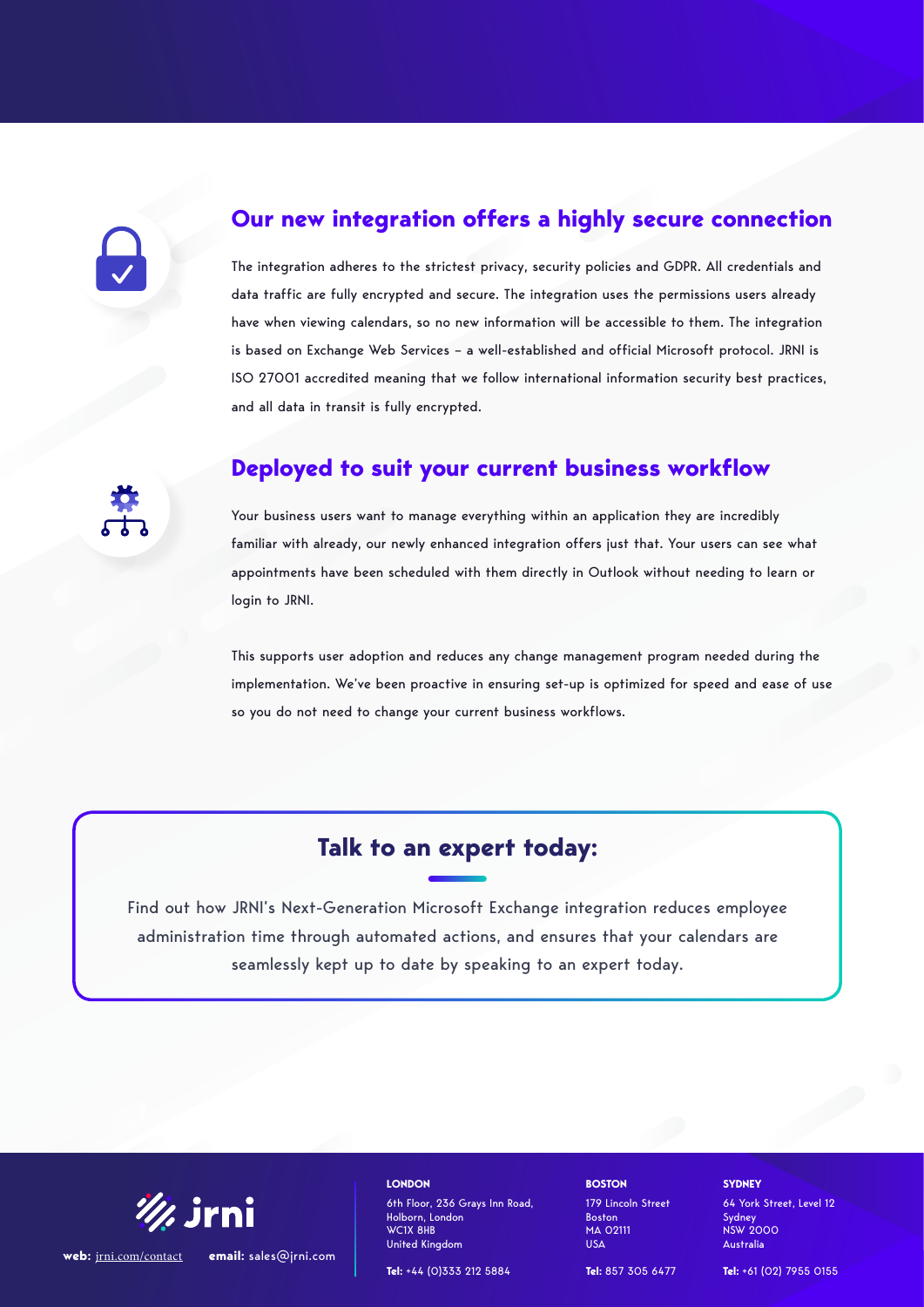## Our new integration offers a highly secure connection

The integration adheres to the strictest privacy, security policies and GDPR. All credentials and data traffic are fully encrypted and secure. The integration uses the permissions users already have when viewing calendars, so no new information will be accessible to them. The integration is based on Exchange Web Services – a well-established and official Microsoft protocol. JRNI is ISO 27001 accredited meaning that we follow international information security best practices, and all data in transit is fully encrypted.

## Deployed to suit your current business workflow

Your business users want to manage everything within an application they are incredibly familiar with already, our newly enhanced integration offers just that. Your users can see what appointments have been scheduled with them directly in Outlook without needing to learn or login to JRNI.

This supports user adoption and reduces any change management program needed during the implementation. We've been proactive in ensuring set-up is optimized for speed and ease of use so you do not need to change your current business workflows.

## Talk to an expert today:

Find out how JRNI's Next-Generation Microsoft Exchange integration reduces employee administration time through automated actions, and ensures that your calendars are seamlessly kept up to date by speaking to an expert today.

jrni

**web:** jrni.com/contact **email:** sales@jrni.com

**LONDON**
6th Floor, 236 Grays Inn Road,
Holborn, London
WC1X 8HB
United Kingdom

**Tel:** +44 (0)333 212 5884

**BOSTON**
179 Lincoln Street
Boston
MA 02111
USA

**Tel:** 857 305 6477

**SYDNEY**
64 York Street, Level 12
Sydney
NSW 2000
Australia

**Tel:** +61 (02) 7955 0155